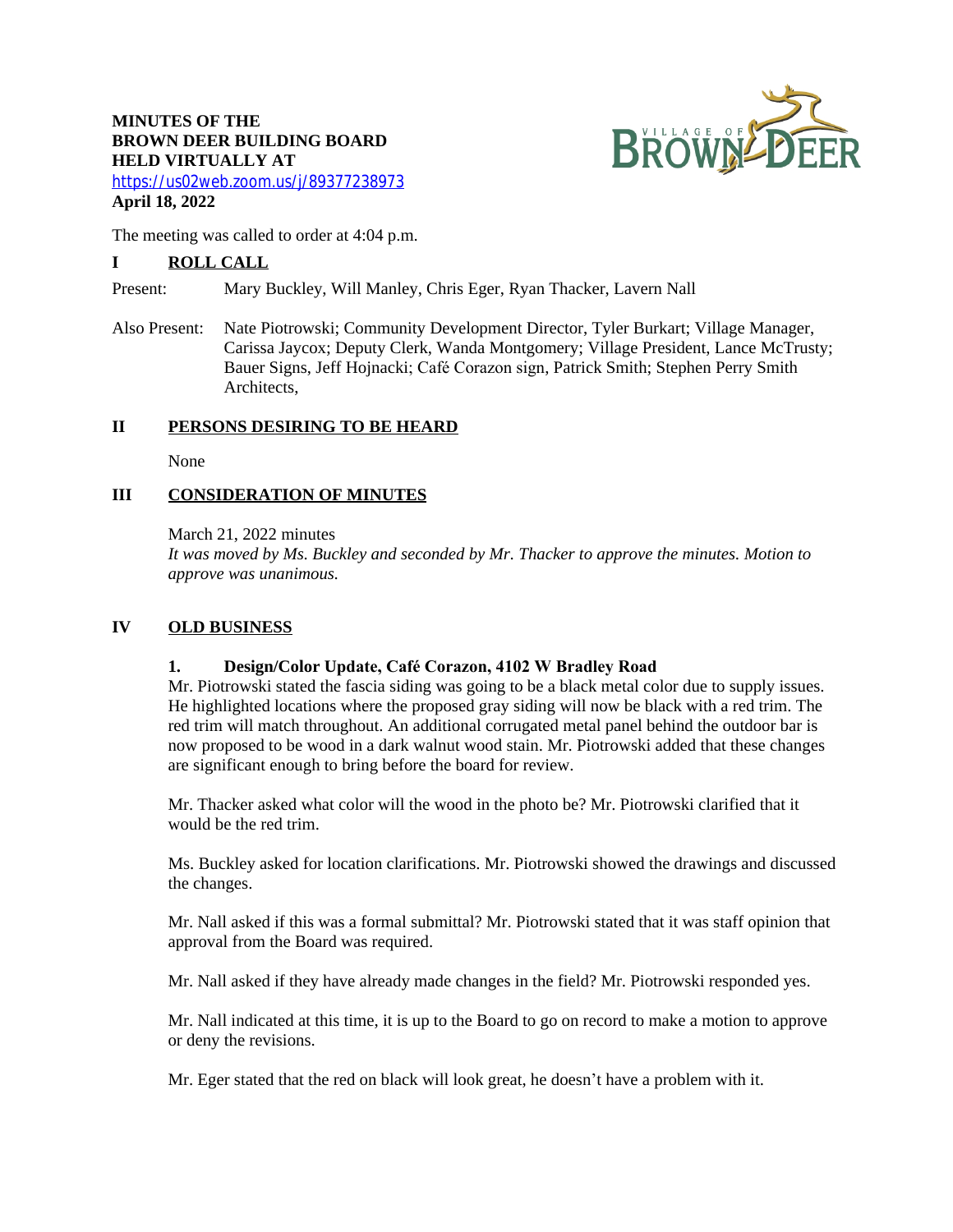**MINUTES OF THE**
**BROWN DEER BUILDING BOARD**
**HELD VIRTUALLY AT**
https://us02web.zoom.us/j/89377238973
**April 18, 2022**

The meeting was called to order at 4:04 p.m.

## I ROLL CALL

Present: Mary Buckley, Will Manley, Chris Eger, Ryan Thacker, Lavern Nall

Also Present: Nate Piotrowski; Community Development Director, Tyler Burkart; Village Manager, Carissa Jaycox; Deputy Clerk, Wanda Montgomery; Village President, Lance McTrusty; Bauer Signs, Jeff Hojnacki; Café Corazon sign, Patrick Smith; Stephen Perry Smith Architects,

## II PERSONS DESIRING TO BE HEARD

None

## III CONSIDERATION OF MINUTES

March 21, 2022 minutes
*It was moved by Ms. Buckley and seconded by Mr. Thacker to approve the minutes. Motion to approve was unanimous.*

## IV OLD BUSINESS

### 1. Design/Color Update, Café Corazon, 4102 W Bradley Road

Mr. Piotrowski stated the fascia siding was going to be a black metal color due to supply issues. He highlighted locations where the proposed gray siding will now be black with a red trim. The red trim will match throughout. An additional corrugated metal panel behind the outdoor bar is now proposed to be wood in a dark walnut wood stain. Mr. Piotrowski added that these changes are significant enough to bring before the board for review.

Mr. Thacker asked what color will the wood in the photo be? Mr. Piotrowski clarified that it would be the red trim.

Ms. Buckley asked for location clarifications. Mr. Piotrowski showed the drawings and discussed the changes.

Mr. Nall asked if this was a formal submittal? Mr. Piotrowski stated that it was staff opinion that approval from the Board was required.

Mr. Nall asked if they have already made changes in the field? Mr. Piotrowski responded yes.

Mr. Nall indicated at this time, it is up to the Board to go on record to make a motion to approve or deny the revisions.

Mr. Eger stated that the red on black will look great, he doesn't have a problem with it.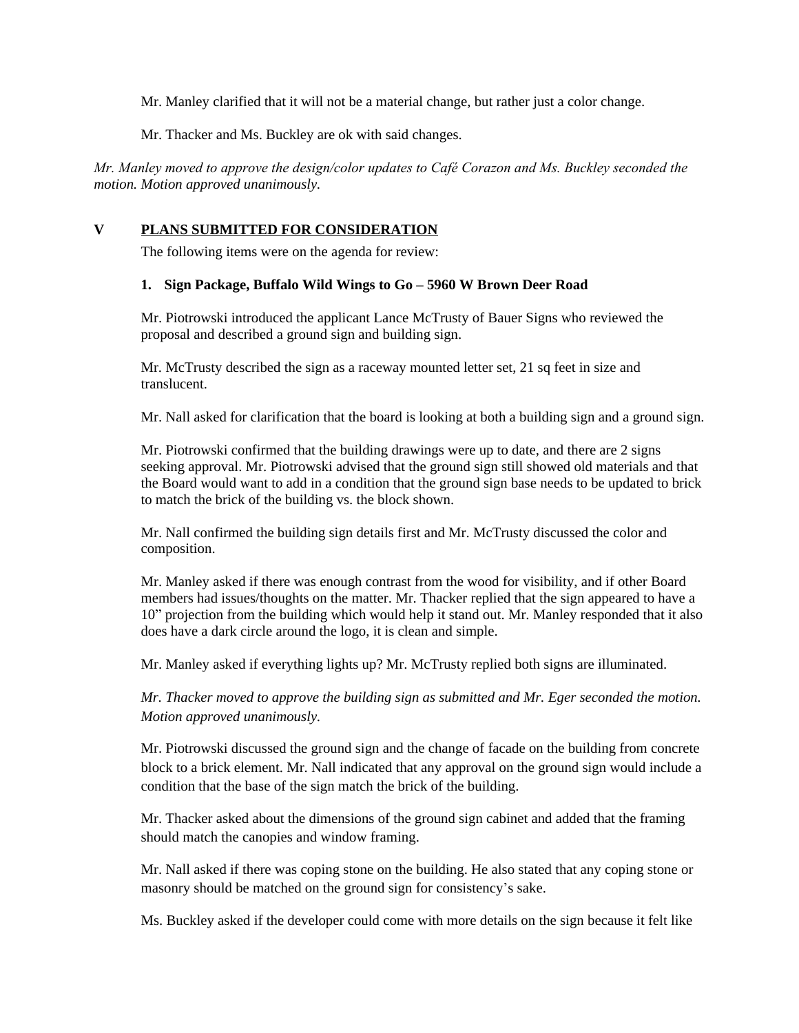Mr. Manley clarified that it will not be a material change, but rather just a color change.

Mr. Thacker and Ms. Buckley are ok with said changes.

*Mr. Manley moved to approve the design/color updates to Café Corazon and Ms. Buckley seconded the motion. Motion approved unanimously.*

## V PLANS SUBMITTED FOR CONSIDERATION

The following items were on the agenda for review:

### 1. Sign Package, Buffalo Wild Wings to Go – 5960 W Brown Deer Road

Mr. Piotrowski introduced the applicant Lance McTrusty of Bauer Signs who reviewed the proposal and described a ground sign and building sign.

Mr. McTrusty described the sign as a raceway mounted letter set, 21 sq feet in size and translucent.

Mr. Nall asked for clarification that the board is looking at both a building sign and a ground sign.

Mr. Piotrowski confirmed that the building drawings were up to date, and there are 2 signs seeking approval. Mr. Piotrowski advised that the ground sign still showed old materials and that the Board would want to add in a condition that the ground sign base needs to be updated to brick to match the brick of the building vs. the block shown.

Mr. Nall confirmed the building sign details first and Mr. McTrusty discussed the color and composition.

Mr. Manley asked if there was enough contrast from the wood for visibility, and if other Board members had issues/thoughts on the matter. Mr. Thacker replied that the sign appeared to have a 10" projection from the building which would help it stand out. Mr. Manley responded that it also does have a dark circle around the logo, it is clean and simple.

Mr. Manley asked if everything lights up? Mr. McTrusty replied both signs are illuminated.

*Mr. Thacker moved to approve the building sign as submitted and Mr. Eger seconded the motion. Motion approved unanimously.*

Mr. Piotrowski discussed the ground sign and the change of facade on the building from concrete block to a brick element. Mr. Nall indicated that any approval on the ground sign would include a condition that the base of the sign match the brick of the building.

Mr. Thacker asked about the dimensions of the ground sign cabinet and added that the framing should match the canopies and window framing.

Mr. Nall asked if there was coping stone on the building. He also stated that any coping stone or masonry should be matched on the ground sign for consistency's sake.

Ms. Buckley asked if the developer could come with more details on the sign because it felt like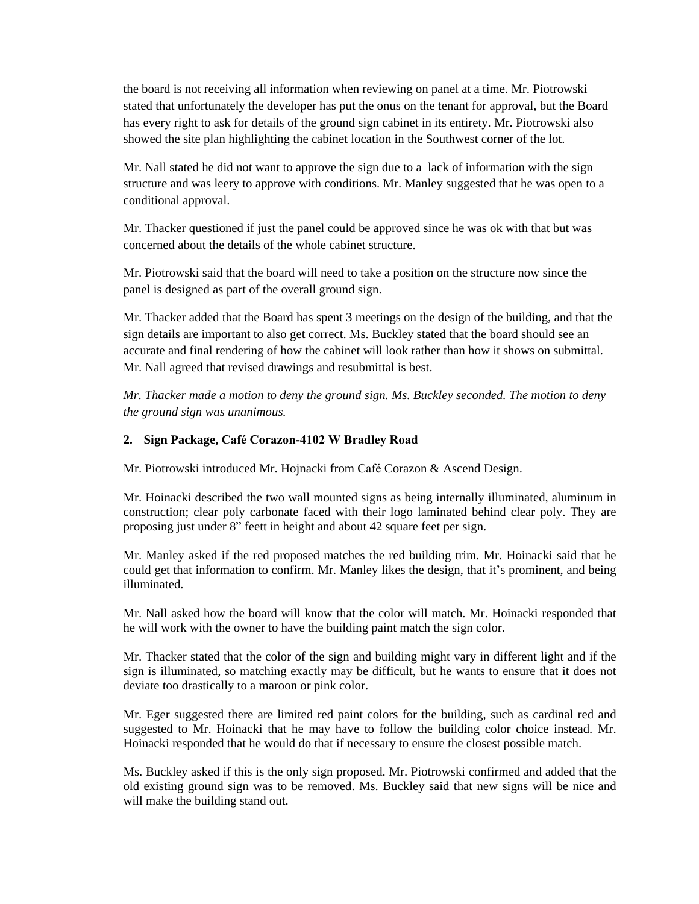the board is not receiving all information when reviewing on panel at a time. Mr. Piotrowski stated that unfortunately the developer has put the onus on the tenant for approval, but the Board has every right to ask for details of the ground sign cabinet in its entirety. Mr. Piotrowski also showed the site plan highlighting the cabinet location in the Southwest corner of the lot.

Mr. Nall stated he did not want to approve the sign due to a lack of information with the sign structure and was leery to approve with conditions. Mr. Manley suggested that he was open to a conditional approval.

Mr. Thacker questioned if just the panel could be approved since he was ok with that but was concerned about the details of the whole cabinet structure.

Mr. Piotrowski said that the board will need to take a position on the structure now since the panel is designed as part of the overall ground sign.

Mr. Thacker added that the Board has spent 3 meetings on the design of the building, and that the sign details are important to also get correct. Ms. Buckley stated that the board should see an accurate and final rendering of how the cabinet will look rather than how it shows on submittal. Mr. Nall agreed that revised drawings and resubmittal is best.

*Mr. Thacker made a motion to deny the ground sign. Ms. Buckley seconded. The motion to deny the ground sign was unanimous.*

**2. Sign Package, Café Corazon-4102 W Bradley Road**

Mr. Piotrowski introduced Mr. Hojnacki from Café Corazon & Ascend Design.

Mr. Hoinacki described the two wall mounted signs as being internally illuminated, aluminum in construction; clear poly carbonate faced with their logo laminated behind clear poly. They are proposing just under 8" feett in height and about 42 square feet per sign.

Mr. Manley asked if the red proposed matches the red building trim. Mr. Hoinacki said that he could get that information to confirm. Mr. Manley likes the design, that it's prominent, and being illuminated.

Mr. Nall asked how the board will know that the color will match. Mr. Hoinacki responded that he will work with the owner to have the building paint match the sign color.

Mr. Thacker stated that the color of the sign and building might vary in different light and if the sign is illuminated, so matching exactly may be difficult, but he wants to ensure that it does not deviate too drastically to a maroon or pink color.

Mr. Eger suggested there are limited red paint colors for the building, such as cardinal red and suggested to Mr. Hoinacki that he may have to follow the building color choice instead. Mr. Hoinacki responded that he would do that if necessary to ensure the closest possible match.

Ms. Buckley asked if this is the only sign proposed. Mr. Piotrowski confirmed and added that the old existing ground sign was to be removed. Ms. Buckley said that new signs will be nice and will make the building stand out.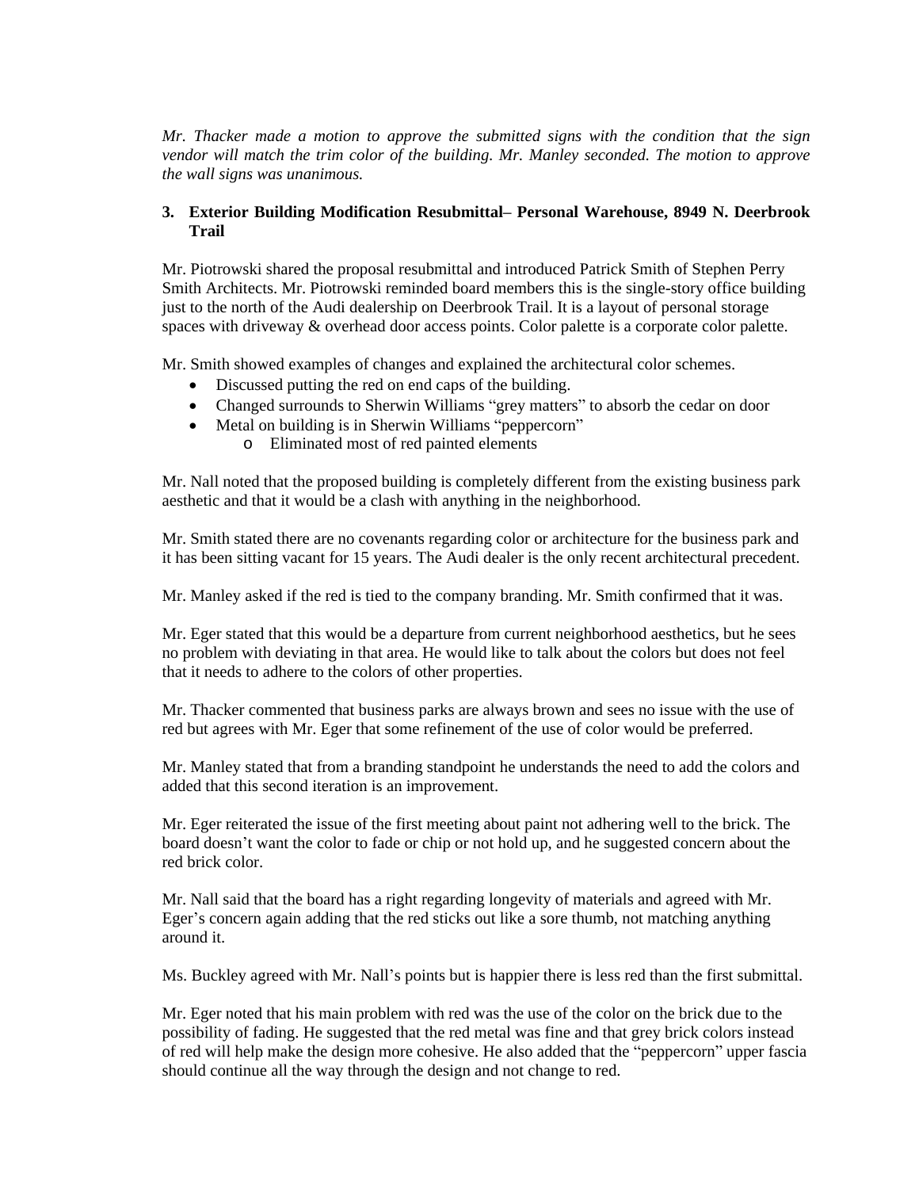*Mr. Thacker made a motion to approve the submitted signs with the condition that the sign vendor will match the trim color of the building. Mr. Manley seconded. The motion to approve the wall signs was unanimous.*

3. **Exterior Building Modification Resubmittal– Personal Warehouse, 8949 N. Deerbrook Trail**

Mr. Piotrowski shared the proposal resubmittal and introduced Patrick Smith of Stephen Perry Smith Architects. Mr. Piotrowski reminded board members this is the single-story office building just to the north of the Audi dealership on Deerbrook Trail. It is a layout of personal storage spaces with driveway & overhead door access points. Color palette is a corporate color palette.

Mr. Smith showed examples of changes and explained the architectural color schemes.

- Discussed putting the red on end caps of the building.
- Changed surrounds to Sherwin Williams "grey matters" to absorb the cedar on door
- Metal on building is in Sherwin Williams "peppercorn"
  - Eliminated most of red painted elements

Mr. Nall noted that the proposed building is completely different from the existing business park aesthetic and that it would be a clash with anything in the neighborhood.

Mr. Smith stated there are no covenants regarding color or architecture for the business park and it has been sitting vacant for 15 years. The Audi dealer is the only recent architectural precedent.

Mr. Manley asked if the red is tied to the company branding. Mr. Smith confirmed that it was.

Mr. Eger stated that this would be a departure from current neighborhood aesthetics, but he sees no problem with deviating in that area. He would like to talk about the colors but does not feel that it needs to adhere to the colors of other properties.

Mr. Thacker commented that business parks are always brown and sees no issue with the use of red but agrees with Mr. Eger that some refinement of the use of color would be preferred.

Mr. Manley stated that from a branding standpoint he understands the need to add the colors and added that this second iteration is an improvement.

Mr. Eger reiterated the issue of the first meeting about paint not adhering well to the brick. The board doesn't want the color to fade or chip or not hold up, and he suggested concern about the red brick color.

Mr. Nall said that the board has a right regarding longevity of materials and agreed with Mr. Eger's concern again adding that the red sticks out like a sore thumb, not matching anything around it.

Ms. Buckley agreed with Mr. Nall's points but is happier there is less red than the first submittal.

Mr. Eger noted that his main problem with red was the use of the color on the brick due to the possibility of fading. He suggested that the red metal was fine and that grey brick colors instead of red will help make the design more cohesive. He also added that the "peppercorn" upper fascia should continue all the way through the design and not change to red.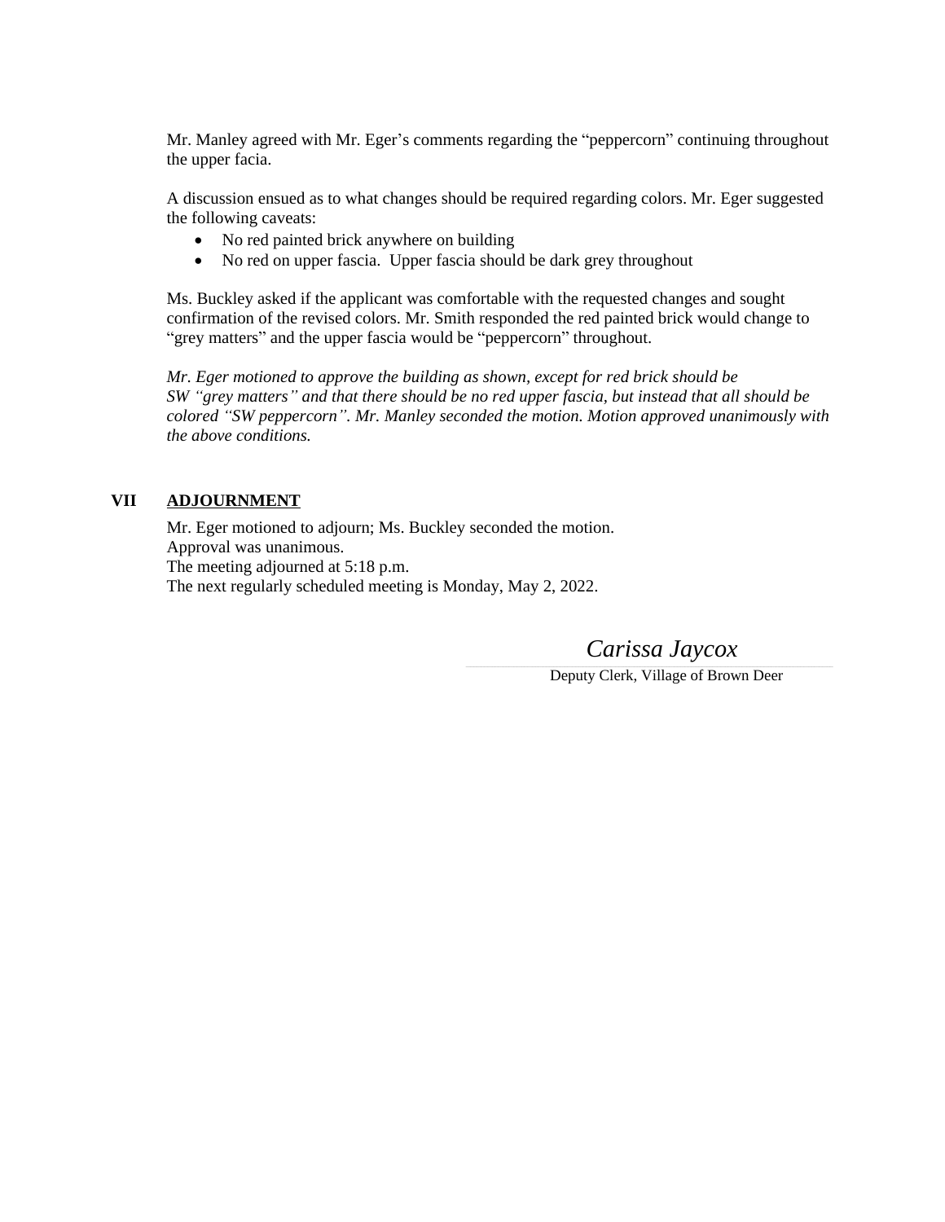Mr. Manley agreed with Mr. Eger's comments regarding the "peppercorn" continuing throughout the upper facia.

A discussion ensued as to what changes should be required regarding colors. Mr. Eger suggested the following caveats:

- No red painted brick anywhere on building
- No red on upper fascia. Upper fascia should be dark grey throughout

Ms. Buckley asked if the applicant was comfortable with the requested changes and sought confirmation of the revised colors. Mr. Smith responded the red painted brick would change to "grey matters" and the upper fascia would be "peppercorn" throughout.

*Mr. Eger motioned to approve the building as shown, except for red brick should be SW "grey matters" and that there should be no red upper fascia, but instead that all should be colored "SW peppercorn". Mr. Manley seconded the motion. Motion approved unanimously with the above conditions.*

## VII ADJOURNMENT

Mr. Eger motioned to adjourn; Ms. Buckley seconded the motion.
Approval was unanimous.
The meeting adjourned at 5:18 p.m.
The next regularly scheduled meeting is Monday, May 2, 2022.

*Carissa Jaycox*
Deputy Clerk, Village of Brown Deer